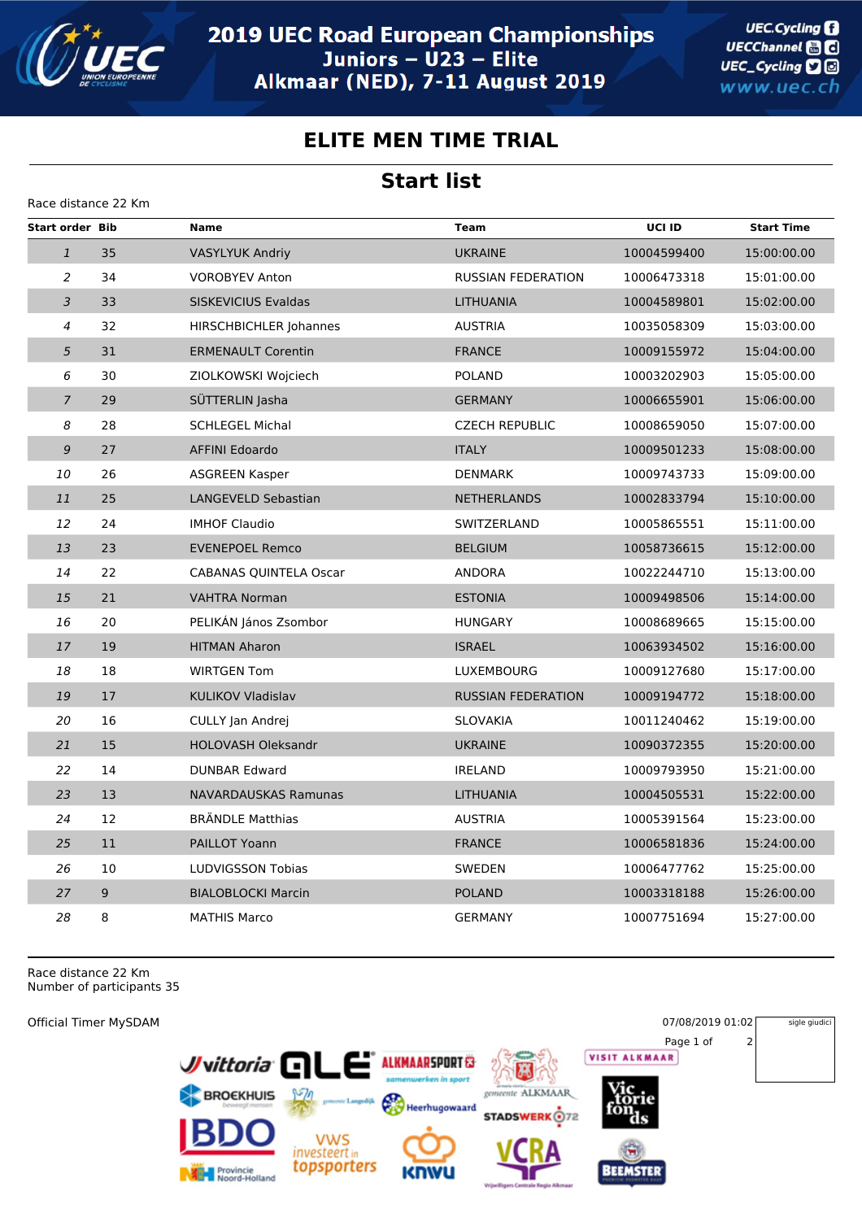# 2019 UEC Road European Championships

## Juniors – U23 – Elite

## Alkmaar (NED), 7-11 August 2019

# ELITE MEN TIME TRIAL

## Start list

Race distance 22 Km

| Start order | Bib | Name | Team | UCI ID | Start Time |
|---|---|---|---|---|---|
| 1 | 35 | VASYLYUK Andriy | UKRAINE | 10004599400 | 15:00:00.00 |
| 2 | 34 | VOROBYEV Anton | RUSSIAN FEDERATION | 10006473318 | 15:01:00.00 |
| 3 | 33 | SISKEVICIUS Evaldas | LITHUANIA | 10004589801 | 15:02:00.00 |
| 4 | 32 | HIRSCHBICHLER Johannes | AUSTRIA | 10035058309 | 15:03:00.00 |
| 5 | 31 | ERMENAULT Corentin | FRANCE | 10009155972 | 15:04:00.00 |
| 6 | 30 | ZIOLKOWSKI Wojciech | POLAND | 10003202903 | 15:05:00.00 |
| 7 | 29 | SÜTTERLIN Jasha | GERMANY | 10006655901 | 15:06:00.00 |
| 8 | 28 | SCHLEGEL Michal | CZECH REPUBLIC | 10008659050 | 15:07:00.00 |
| 9 | 27 | AFFINI Edoardo | ITALY | 10009501233 | 15:08:00.00 |
| 10 | 26 | ASGREEN Kasper | DENMARK | 10009743733 | 15:09:00.00 |
| 11 | 25 | LANGEVELD Sebastian | NETHERLANDS | 10002833794 | 15:10:00.00 |
| 12 | 24 | IMHOF Claudio | SWITZERLAND | 10005865551 | 15:11:00.00 |
| 13 | 23 | EVENEPOEL Remco | BELGIUM | 10058736615 | 15:12:00.00 |
| 14 | 22 | CABANAS QUINTELA Oscar | ANDORA | 10022244710 | 15:13:00.00 |
| 15 | 21 | VAHTRA Norman | ESTONIA | 10009498506 | 15:14:00.00 |
| 16 | 20 | PELIKÁN János Zsombor | HUNGARY | 10008689665 | 15:15:00.00 |
| 17 | 19 | HITMAN Aharon | ISRAEL | 10063934502 | 15:16:00.00 |
| 18 | 18 | WIRTGEN Tom | LUXEMBOURG | 10009127680 | 15:17:00.00 |
| 19 | 17 | KULIKOV Vladislav | RUSSIAN FEDERATION | 10009194772 | 15:18:00.00 |
| 20 | 16 | CULLY Jan Andrej | SLOVAKIA | 10011240462 | 15:19:00.00 |
| 21 | 15 | HOLOVASH Oleksandr | UKRAINE | 10090372355 | 15:20:00.00 |
| 22 | 14 | DUNBAR Edward | IRELAND | 10009793950 | 15:21:00.00 |
| 23 | 13 | NAVARDAUSKAS Ramunas | LITHUANIA | 10004505531 | 15:22:00.00 |
| 24 | 12 | BRÄNDLE Matthias | AUSTRIA | 10005391564 | 15:23:00.00 |
| 25 | 11 | PAILLOT Yoann | FRANCE | 10006581836 | 15:24:00.00 |
| 26 | 10 | LUDVIGSSON Tobias | SWEDEN | 10006477762 | 15:25:00.00 |
| 27 | 9 | BIALOBLOCKI Marcin | POLAND | 10003318188 | 15:26:00.00 |
| 28 | 8 | MATHIS Marco | GERMANY | 10007751694 | 15:27:00.00 |

Race distance 22 Km
Number of participants 35

Official Timer MySDAM

07/08/2019 01:02

sigle giudici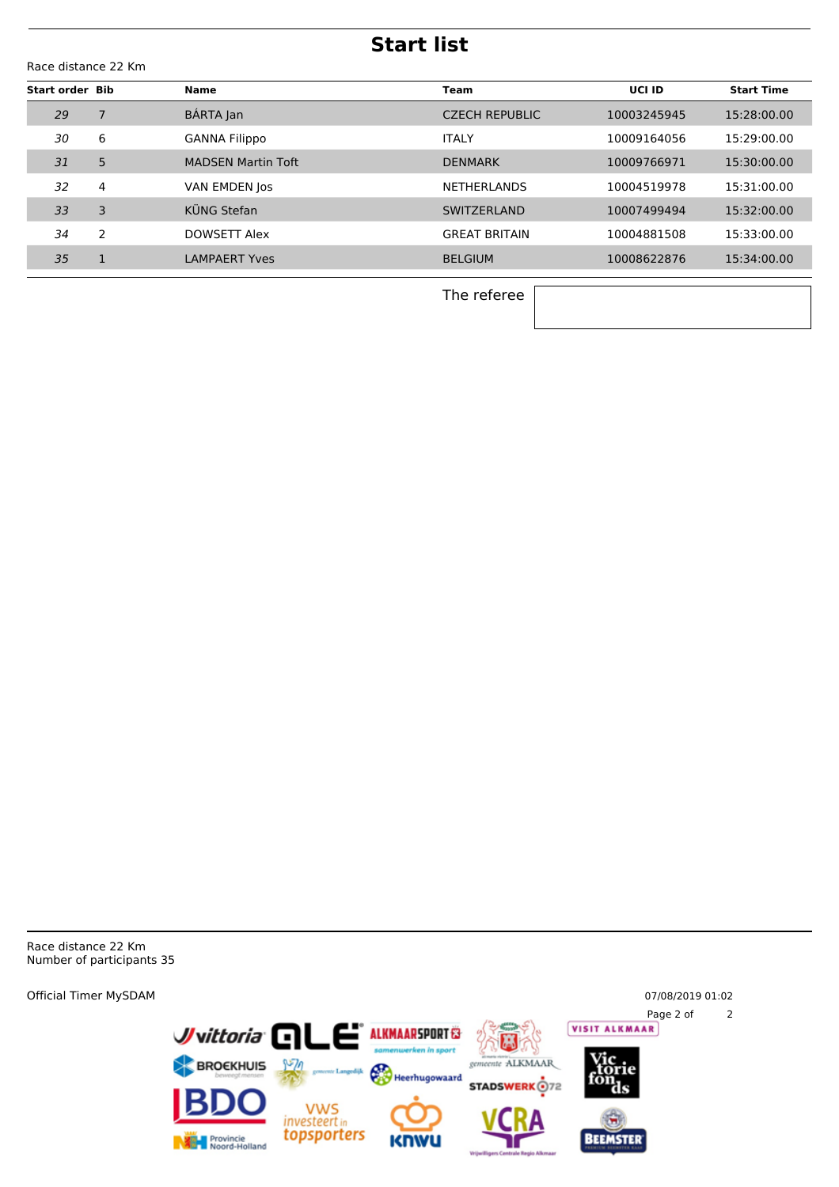# Start list

Race distance 22 Km

| Start order | Bib | Name | Team | UCI ID | Start Time |
|---|---|---|---|---|---|
| 29 | 7 | BÁRTA Jan | CZECH REPUBLIC | 10003245945 | 15:28:00.00 |
| 30 | 6 | GANNA Filippo | ITALY | 10009164056 | 15:29:00.00 |
| 31 | 5 | MADSEN Martin Toft | DENMARK | 10009766971 | 15:30:00.00 |
| 32 | 4 | VAN EMDEN Jos | NETHERLANDS | 10004519978 | 15:31:00.00 |
| 33 | 3 | KÜNG Stefan | SWITZERLAND | 10007499494 | 15:32:00.00 |
| 34 | 2 | DOWSETT Alex | GREAT BRITAIN | 10004881508 | 15:33:00.00 |
| 35 | 1 | LAMPAERT Yves | BELGIUM | 10008622876 | 15:34:00.00 |

The referee

Race distance 22 Km
Number of participants 35

Official Timer MySDAM

07/08/2019 01:02